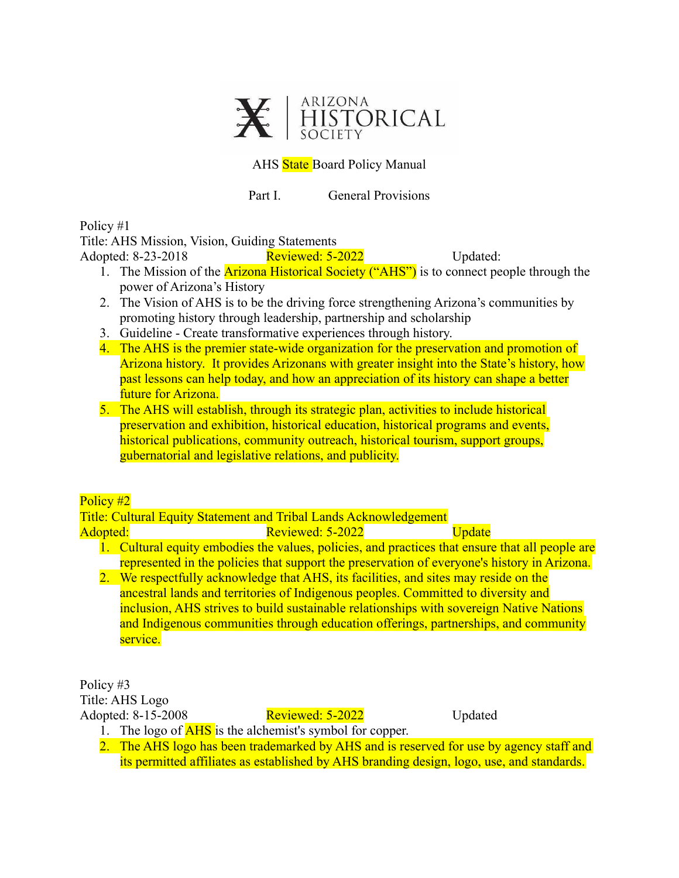ARIZONA HISTORICAL SOCIETY

AHS State Board Policy Manual

Part I. General Provisions

Policy #1
Title: AHS Mission, Vision, Guiding Statements
Adopted: 8-23-2018 Reviewed: 5-2022 Updated:

1. The Mission of the Arizona Historical Society ("AHS") is to connect people through the power of Arizona's History
2. The Vision of AHS is to be the driving force strengthening Arizona's communities by promoting history through leadership, partnership and scholarship
3. Guideline - Create transformative experiences through history.
4. The AHS is the premier state-wide organization for the preservation and promotion of Arizona history. It provides Arizonans with greater insight into the State's history, how past lessons can help today, and how an appreciation of its history can shape a better future for Arizona.
5. The AHS will establish, through its strategic plan, activities to include historical preservation and exhibition, historical education, historical programs and events, historical publications, community outreach, historical tourism, support groups, gubernatorial and legislative relations, and publicity.

Policy #2
Title: Cultural Equity Statement and Tribal Lands Acknowledgement
Adopted: Reviewed: 5-2022 Update

1. Cultural equity embodies the values, policies, and practices that ensure that all people are represented in the policies that support the preservation of everyone's history in Arizona.
2. We respectfully acknowledge that AHS, its facilities, and sites may reside on the ancestral lands and territories of Indigenous peoples. Committed to diversity and inclusion, AHS strives to build sustainable relationships with sovereign Native Nations and Indigenous communities through education offerings, partnerships, and community service.

Policy #3
Title: AHS Logo
Adopted: 8-15-2008 Reviewed: 5-2022 Updated

1. The logo of AHS is the alchemist's symbol for copper.
2. The AHS logo has been trademarked by AHS and is reserved for use by agency staff and its permitted affiliates as established by AHS branding design, logo, use, and standards.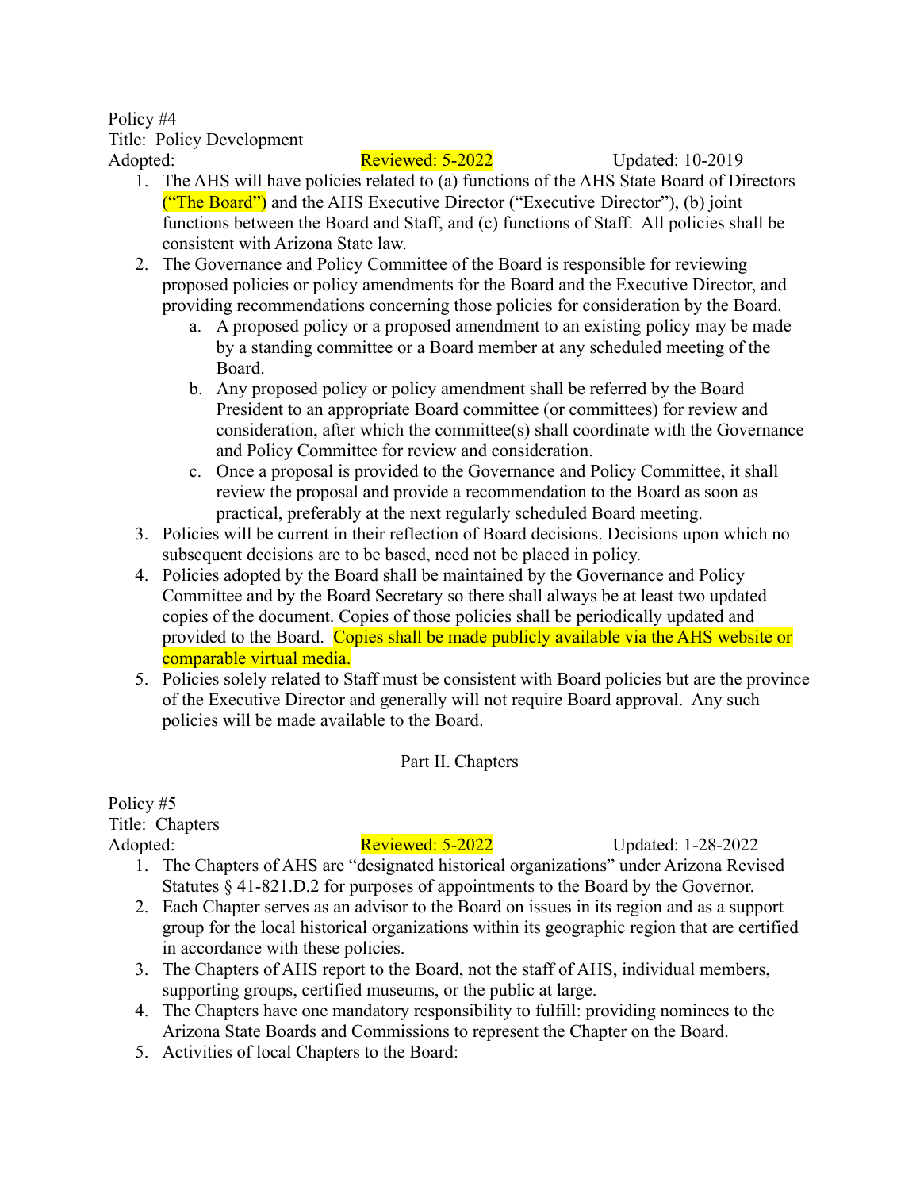Policy #4
Title: Policy Development
Adopted: Reviewed: 5-2022 Updated: 10-2019

1. The AHS will have policies related to (a) functions of the AHS State Board of Directors ("The Board") and the AHS Executive Director ("Executive Director"), (b) joint functions between the Board and Staff, and (c) functions of Staff. All policies shall be consistent with Arizona State law.
2. The Governance and Policy Committee of the Board is responsible for reviewing proposed policies or policy amendments for the Board and the Executive Director, and providing recommendations concerning those policies for consideration by the Board.
    a. A proposed policy or a proposed amendment to an existing policy may be made by a standing committee or a Board member at any scheduled meeting of the Board.
    b. Any proposed policy or policy amendment shall be referred by the Board President to an appropriate Board committee (or committees) for review and consideration, after which the committee(s) shall coordinate with the Governance and Policy Committee for review and consideration.
    c. Once a proposal is provided to the Governance and Policy Committee, it shall review the proposal and provide a recommendation to the Board as soon as practical, preferably at the next regularly scheduled Board meeting.
3. Policies will be current in their reflection of Board decisions. Decisions upon which no subsequent decisions are to be based, need not be placed in policy.
4. Policies adopted by the Board shall be maintained by the Governance and Policy Committee and by the Board Secretary so there shall always be at least two updated copies of the document. Copies of those policies shall be periodically updated and provided to the Board. Copies shall be made publicly available via the AHS website or comparable virtual media.
5. Policies solely related to Staff must be consistent with Board policies but are the province of the Executive Director and generally will not require Board approval. Any such policies will be made available to the Board.

## Part II. Chapters

Policy #5
Title: Chapters
Adopted: Reviewed: 5-2022 Updated: 1-28-2022

1. The Chapters of AHS are "designated historical organizations" under Arizona Revised Statutes § 41-821.D.2 for purposes of appointments to the Board by the Governor.
2. Each Chapter serves as an advisor to the Board on issues in its region and as a support group for the local historical organizations within its geographic region that are certified in accordance with these policies.
3. The Chapters of AHS report to the Board, not the staff of AHS, individual members, supporting groups, certified museums, or the public at large.
4. The Chapters have one mandatory responsibility to fulfill: providing nominees to the Arizona State Boards and Commissions to represent the Chapter on the Board.
5. Activities of local Chapters to the Board: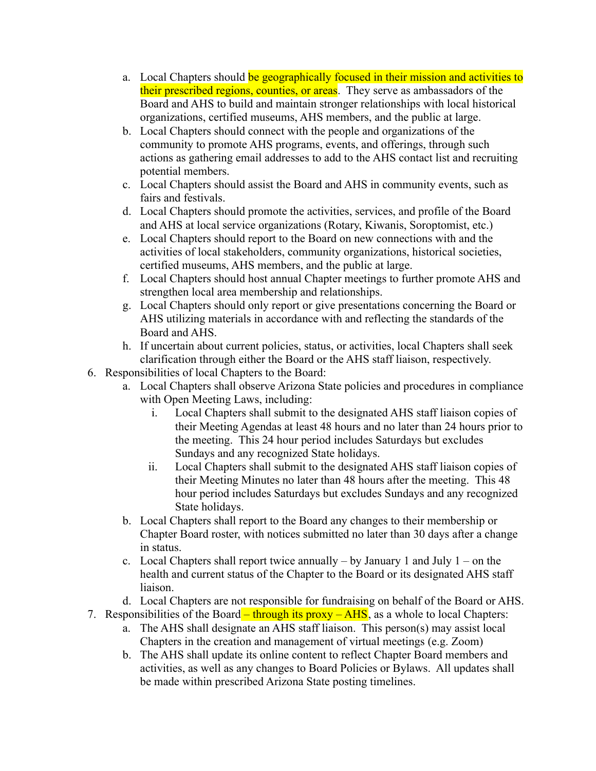a. Local Chapters should be geographically focused in their mission and activities to their prescribed regions, counties, or areas. They serve as ambassadors of the Board and AHS to build and maintain stronger relationships with local historical organizations, certified museums, AHS members, and the public at large.
   b. Local Chapters should connect with the people and organizations of the community to promote AHS programs, events, and offerings, through such actions as gathering email addresses to add to the AHS contact list and recruiting potential members.
   c. Local Chapters should assist the Board and AHS in community events, such as fairs and festivals.
   d. Local Chapters should promote the activities, services, and profile of the Board and AHS at local service organizations (Rotary, Kiwanis, Soroptomist, etc.)
   e. Local Chapters should report to the Board on new connections with and the activities of local stakeholders, community organizations, historical societies, certified museums, AHS members, and the public at large.
   f. Local Chapters should host annual Chapter meetings to further promote AHS and strengthen local area membership and relationships.
   g. Local Chapters should only report or give presentations concerning the Board or AHS utilizing materials in accordance with and reflecting the standards of the Board and AHS.
   h. If uncertain about current policies, status, or activities, local Chapters shall seek clarification through either the Board or the AHS staff liaison, respectively.

6. Responsibilities of local Chapters to the Board:
   a. Local Chapters shall observe Arizona State policies and procedures in compliance with Open Meeting Laws, including:
      i. Local Chapters shall submit to the designated AHS staff liaison copies of their Meeting Agendas at least 48 hours and no later than 24 hours prior to the meeting. This 24 hour period includes Saturdays but excludes Sundays and any recognized State holidays.
      ii. Local Chapters shall submit to the designated AHS staff liaison copies of their Meeting Minutes no later than 48 hours after the meeting. This 48 hour period includes Saturdays but excludes Sundays and any recognized State holidays.
   b. Local Chapters shall report to the Board any changes to their membership or Chapter Board roster, with notices submitted no later than 30 days after a change in status.
   c. Local Chapters shall report twice annually – by January 1 and July 1 – on the health and current status of the Chapter to the Board or its designated AHS staff liaison.
   d. Local Chapters are not responsible for fundraising on behalf of the Board or AHS.

7. Responsibilities of the Board – through its proxy – AHS, as a whole to local Chapters:
   a. The AHS shall designate an AHS staff liaison. This person(s) may assist local Chapters in the creation and management of virtual meetings (e.g. Zoom)
   b. The AHS shall update its online content to reflect Chapter Board members and activities, as well as any changes to Board Policies or Bylaws. All updates shall be made within prescribed Arizona State posting timelines.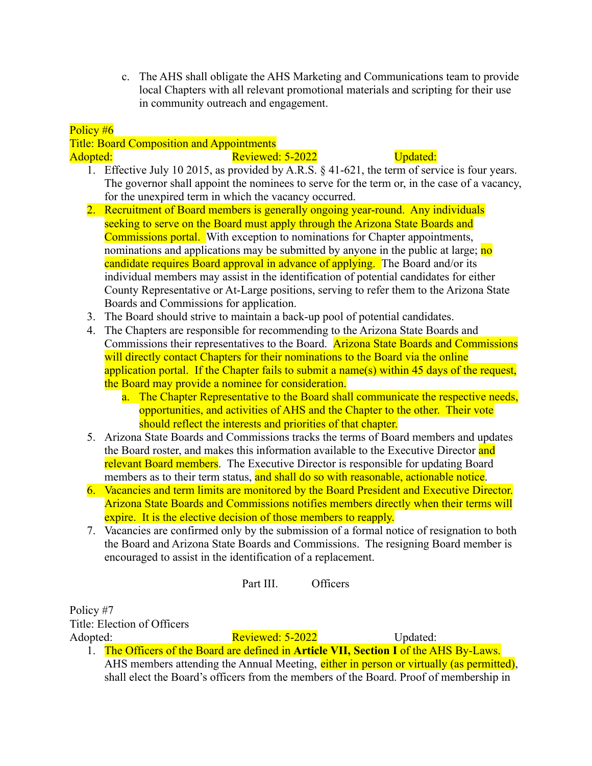c. The AHS shall obligate the AHS Marketing and Communications team to provide local Chapters with all relevant promotional materials and scripting for their use in community outreach and engagement.

Policy #6
Title: Board Composition and Appointments
Adopted: Reviewed: 5-2022 Updated:

1. Effective July 10 2015, as provided by A.R.S. § 41-621, the term of service is four years. The governor shall appoint the nominees to serve for the term or, in the case of a vacancy, for the unexpired term in which the vacancy occurred.
2. Recruitment of Board members is generally ongoing year-round. Any individuals seeking to serve on the Board must apply through the Arizona State Boards and Commissions portal. With exception to nominations for Chapter appointments, nominations and applications may be submitted by anyone in the public at large; no candidate requires Board approval in advance of applying. The Board and/or its individual members may assist in the identification of potential candidates for either County Representative or At-Large positions, serving to refer them to the Arizona State Boards and Commissions for application.
3. The Board should strive to maintain a back-up pool of potential candidates.
4. The Chapters are responsible for recommending to the Arizona State Boards and Commissions their representatives to the Board. Arizona State Boards and Commissions will directly contact Chapters for their nominations to the Board via the online application portal. If the Chapter fails to submit a name(s) within 45 days of the request, the Board may provide a nominee for consideration.
   a. The Chapter Representative to the Board shall communicate the respective needs, opportunities, and activities of AHS and the Chapter to the other. Their vote should reflect the interests and priorities of that chapter.
5. Arizona State Boards and Commissions tracks the terms of Board members and updates the Board roster, and makes this information available to the Executive Director and relevant Board members. The Executive Director is responsible for updating Board members as to their term status, and shall do so with reasonable, actionable notice.
6. Vacancies and term limits are monitored by the Board President and Executive Director. Arizona State Boards and Commissions notifies members directly when their terms will expire. It is the elective decision of those members to reapply.
7. Vacancies are confirmed only by the submission of a formal notice of resignation to both the Board and Arizona State Boards and Commissions. The resigning Board member is encouraged to assist in the identification of a replacement.

## Part III. Officers

Policy #7
Title: Election of Officers
Adopted: Reviewed: 5-2022 Updated:

1. The Officers of the Board are defined in **Article VII, Section I** of the AHS By-Laws. AHS members attending the Annual Meeting, either in person or virtually (as permitted), shall elect the Board's officers from the members of the Board. Proof of membership in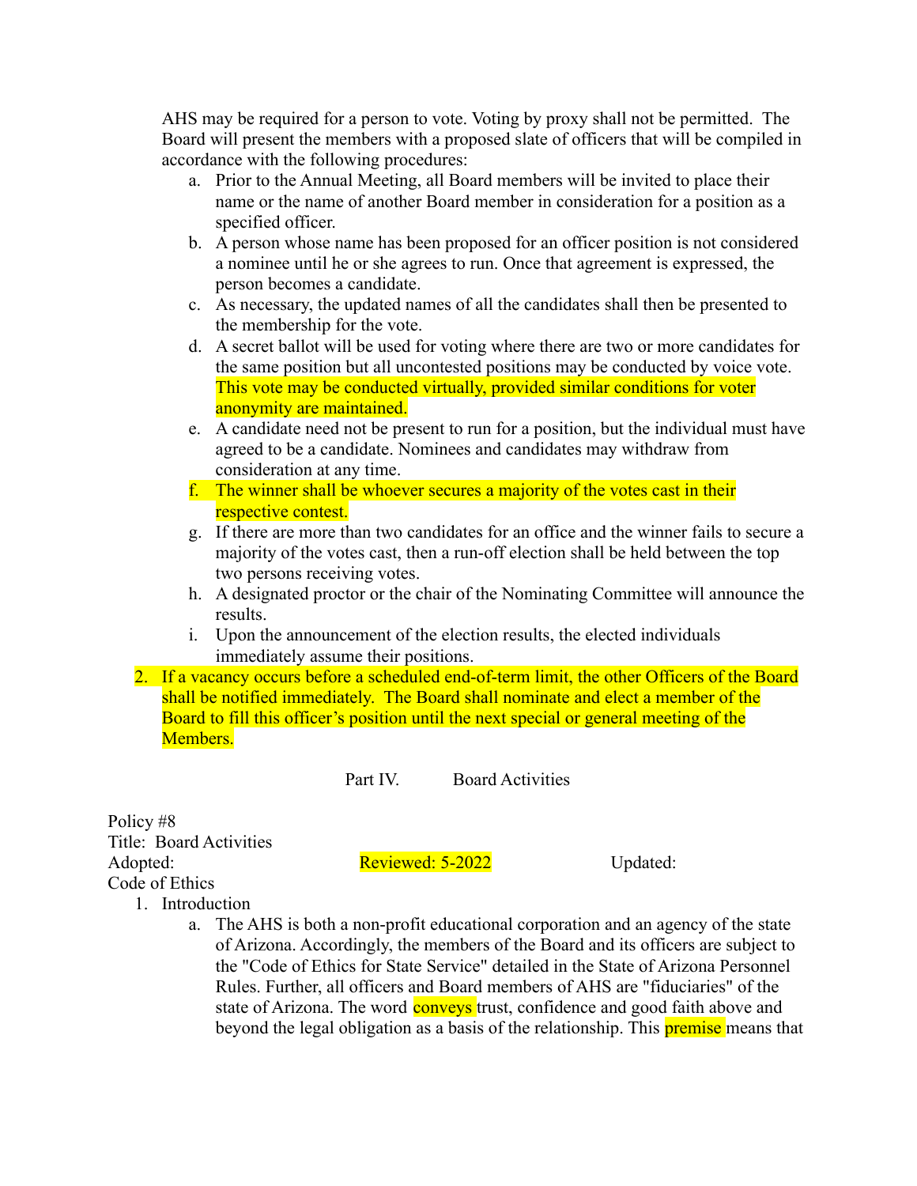AHS may be required for a person to vote. Voting by proxy shall not be permitted. The Board will present the members with a proposed slate of officers that will be compiled in accordance with the following procedures:

   a. Prior to the Annual Meeting, all Board members will be invited to place their name or the name of another Board member in consideration for a position as a specified officer.
   b. A person whose name has been proposed for an officer position is not considered a nominee until he or she agrees to run. Once that agreement is expressed, the person becomes a candidate.
   c. As necessary, the updated names of all the candidates shall then be presented to the membership for the vote.
   d. A secret ballot will be used for voting where there are two or more candidates for the same position but all uncontested positions may be conducted by voice vote. This vote may be conducted virtually, provided similar conditions for voter anonymity are maintained.
   e. A candidate need not be present to run for a position, but the individual must have agreed to be a candidate. Nominees and candidates may withdraw from consideration at any time.
   f. The winner shall be whoever secures a majority of the votes cast in their respective contest.
   g. If there are more than two candidates for an office and the winner fails to secure a majority of the votes cast, then a run-off election shall be held between the top two persons receiving votes.
   h. A designated proctor or the chair of the Nominating Committee will announce the results.
   i. Upon the announcement of the election results, the elected individuals immediately assume their positions.

2. If a vacancy occurs before a scheduled end-of-term limit, the other Officers of the Board shall be notified immediately. The Board shall nominate and elect a member of the Board to fill this officer's position until the next special or general meeting of the Members.

## Part IV. Board Activities

Policy #8
Title: Board Activities
Adopted: Reviewed: 5-2022 Updated:
Code of Ethics

1. Introduction
   a. The AHS is both a non-profit educational corporation and an agency of the state of Arizona. Accordingly, the members of the Board and its officers are subject to the "Code of Ethics for State Service" detailed in the State of Arizona Personnel Rules. Further, all officers and Board members of AHS are "fiduciaries" of the state of Arizona. The word conveys trust, confidence and good faith above and beyond the legal obligation as a basis of the relationship. This premise means that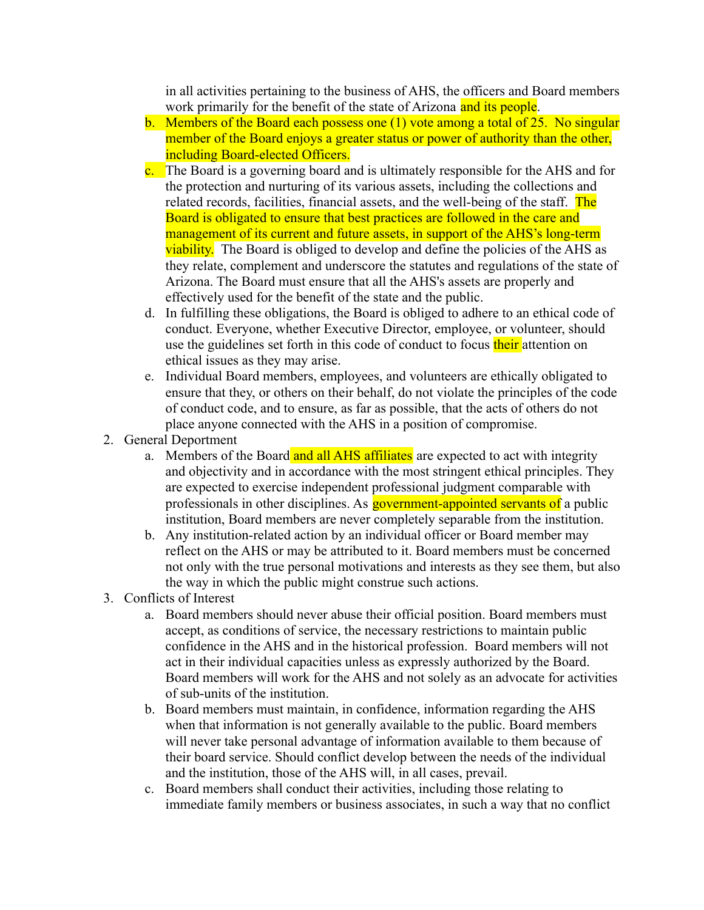in all activities pertaining to the business of AHS, the officers and Board members work primarily for the benefit of the state of Arizona and its people.

   b. Members of the Board each possess one (1) vote among a total of 25. No singular member of the Board enjoys a greater status or power of authority than the other, including Board-elected Officers.
   c. The Board is a governing board and is ultimately responsible for the AHS and for the protection and nurturing of its various assets, including the collections and related records, facilities, financial assets, and the well-being of the staff. The Board is obligated to ensure that best practices are followed in the care and management of its current and future assets, in support of the AHS's long-term viability. The Board is obliged to develop and define the policies of the AHS as they relate, complement and underscore the statutes and regulations of the state of Arizona. The Board must ensure that all the AHS's assets are properly and effectively used for the benefit of the state and the public.
   d. In fulfilling these obligations, the Board is obliged to adhere to an ethical code of conduct. Everyone, whether Executive Director, employee, or volunteer, should use the guidelines set forth in this code of conduct to focus their attention on ethical issues as they may arise.
   e. Individual Board members, employees, and volunteers are ethically obligated to ensure that they, or others on their behalf, do not violate the principles of the code of conduct code, and to ensure, as far as possible, that the acts of others do not place anyone connected with the AHS in a position of compromise.

2. General Deportment
   a. Members of the Board and all AHS affiliates are expected to act with integrity and objectivity and in accordance with the most stringent ethical principles. They are expected to exercise independent professional judgment comparable with professionals in other disciplines. As government-appointed servants of a public institution, Board members are never completely separable from the institution.
   b. Any institution-related action by an individual officer or Board member may reflect on the AHS or may be attributed to it. Board members must be concerned not only with the true personal motivations and interests as they see them, but also the way in which the public might construe such actions.

3. Conflicts of Interest
   a. Board members should never abuse their official position. Board members must accept, as conditions of service, the necessary restrictions to maintain public confidence in the AHS and in the historical profession. Board members will not act in their individual capacities unless as expressly authorized by the Board. Board members will work for the AHS and not solely as an advocate for activities of sub-units of the institution.
   b. Board members must maintain, in confidence, information regarding the AHS when that information is not generally available to the public. Board members will never take personal advantage of information available to them because of their board service. Should conflict develop between the needs of the individual and the institution, those of the AHS will, in all cases, prevail.
   c. Board members shall conduct their activities, including those relating to immediate family members or business associates, in such a way that no conflict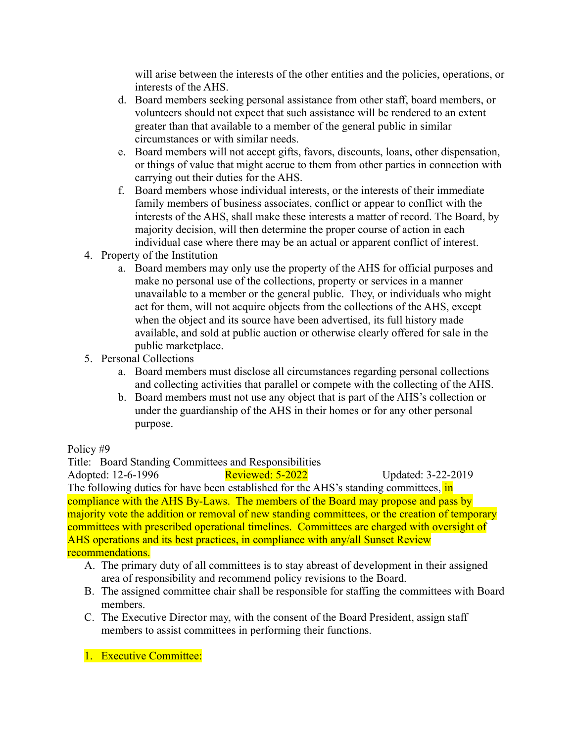will arise between the interests of the other entities and the policies, operations, or interests of the AHS.

   d. Board members seeking personal assistance from other staff, board members, or volunteers should not expect that such assistance will be rendered to an extent greater than that available to a member of the general public in similar circumstances or with similar needs.
   e. Board members will not accept gifts, favors, discounts, loans, other dispensation, or things of value that might accrue to them from other parties in connection with carrying out their duties for the AHS.
   f. Board members whose individual interests, or the interests of their immediate family members of business associates, conflict or appear to conflict with the interests of the AHS, shall make these interests a matter of record. The Board, by majority decision, will then determine the proper course of action in each individual case where there may be an actual or apparent conflict of interest.

4. Property of the Institution
   a. Board members may only use the property of the AHS for official purposes and make no personal use of the collections, property or services in a manner unavailable to a member or the general public. They, or individuals who might act for them, will not acquire objects from the collections of the AHS, except when the object and its source have been advertised, its full history made available, and sold at public auction or otherwise clearly offered for sale in the public marketplace.
5. Personal Collections
   a. Board members must disclose all circumstances regarding personal collections and collecting activities that parallel or compete with the collecting of the AHS.
   b. Board members must not use any object that is part of the AHS's collection or under the guardianship of the AHS in their homes or for any other personal purpose.

Policy #9
Title: Board Standing Committees and Responsibilities
Adopted: 12-6-1996 Reviewed: 5-2022 Updated: 3-22-2019

The following duties for have been established for the AHS's standing committees, in compliance with the AHS By-Laws. The members of the Board may propose and pass by majority vote the addition or removal of new standing committees, or the creation of temporary committees with prescribed operational timelines. Committees are charged with oversight of AHS operations and its best practices, in compliance with any/all Sunset Review recommendations.

A. The primary duty of all committees is to stay abreast of development in their assigned area of responsibility and recommend policy revisions to the Board.
B. The assigned committee chair shall be responsible for staffing the committees with Board members.
C. The Executive Director may, with the consent of the Board President, assign staff members to assist committees in performing their functions.

1. Executive Committee: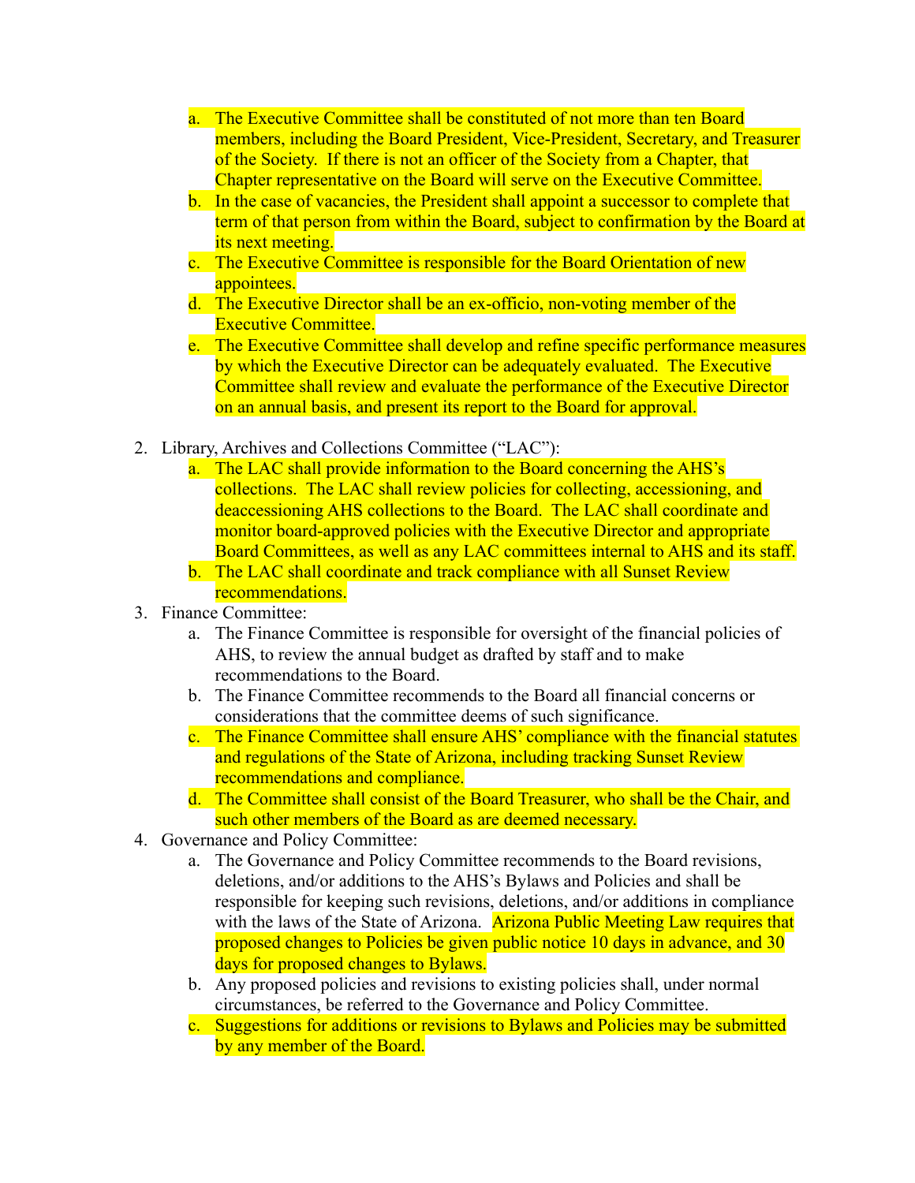a. The Executive Committee shall be constituted of not more than ten Board members, including the Board President, Vice-President, Secretary, and Treasurer of the Society. If there is not an officer of the Society from a Chapter, that Chapter representative on the Board will serve on the Executive Committee.
   b. In the case of vacancies, the President shall appoint a successor to complete that term of that person from within the Board, subject to confirmation by the Board at its next meeting.
   c. The Executive Committee is responsible for the Board Orientation of new appointees.
   d. The Executive Director shall be an ex-officio, non-voting member of the Executive Committee.
   e. The Executive Committee shall develop and refine specific performance measures by which the Executive Director can be adequately evaluated. The Executive Committee shall review and evaluate the performance of the Executive Director on an annual basis, and present its report to the Board for approval.

2. Library, Archives and Collections Committee ("LAC"):
   a. The LAC shall provide information to the Board concerning the AHS's collections. The LAC shall review policies for collecting, accessioning, and deaccessioning AHS collections to the Board. The LAC shall coordinate and monitor board-approved policies with the Executive Director and appropriate Board Committees, as well as any LAC committees internal to AHS and its staff.
   b. The LAC shall coordinate and track compliance with all Sunset Review recommendations.
3. Finance Committee:
   a. The Finance Committee is responsible for oversight of the financial policies of AHS, to review the annual budget as drafted by staff and to make recommendations to the Board.
   b. The Finance Committee recommends to the Board all financial concerns or considerations that the committee deems of such significance.
   c. The Finance Committee shall ensure AHS' compliance with the financial statutes and regulations of the State of Arizona, including tracking Sunset Review recommendations and compliance.
   d. The Committee shall consist of the Board Treasurer, who shall be the Chair, and such other members of the Board as are deemed necessary.
4. Governance and Policy Committee:
   a. The Governance and Policy Committee recommends to the Board revisions, deletions, and/or additions to the AHS's Bylaws and Policies and shall be responsible for keeping such revisions, deletions, and/or additions in compliance with the laws of the State of Arizona. Arizona Public Meeting Law requires that proposed changes to Policies be given public notice 10 days in advance, and 30 days for proposed changes to Bylaws.
   b. Any proposed policies and revisions to existing policies shall, under normal circumstances, be referred to the Governance and Policy Committee.
   c. Suggestions for additions or revisions to Bylaws and Policies may be submitted by any member of the Board.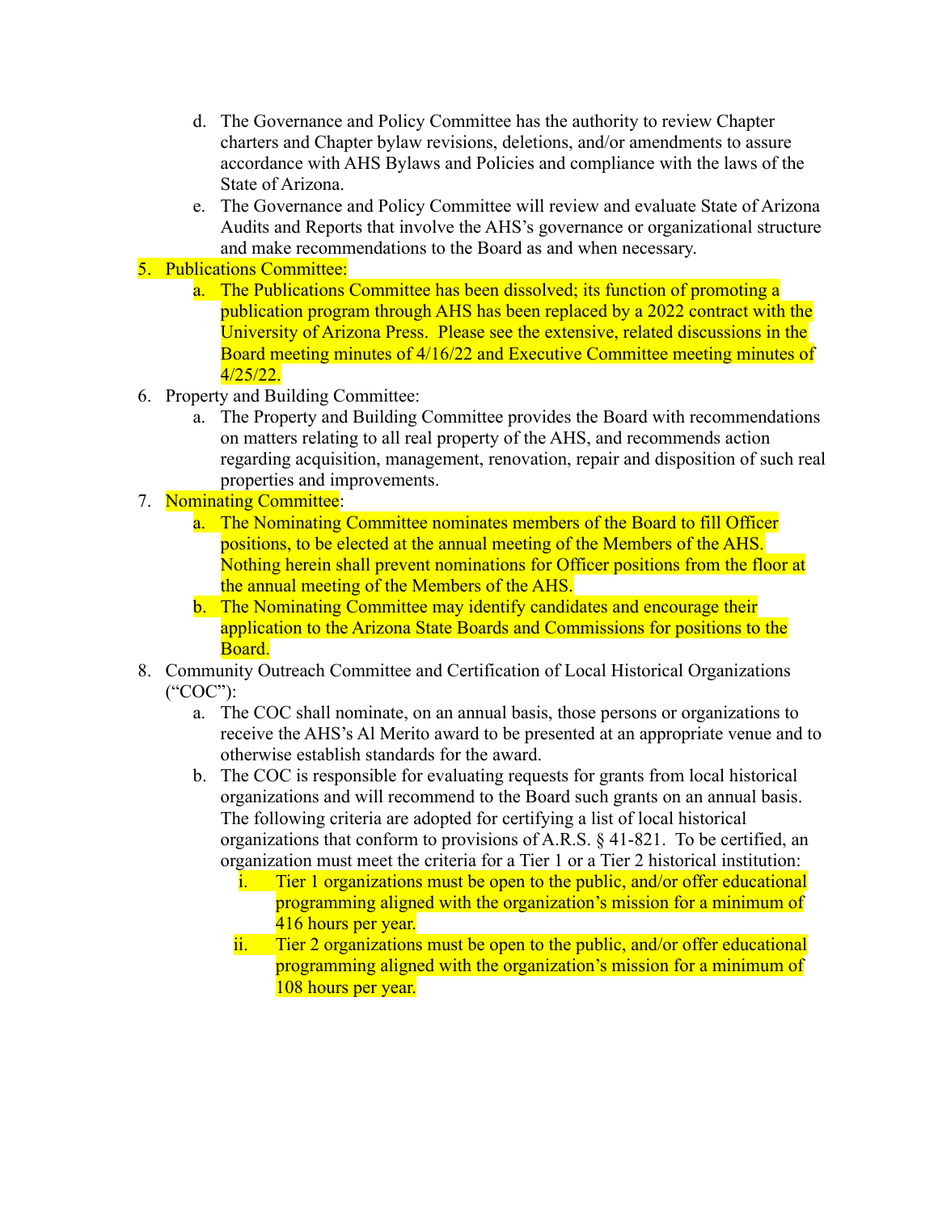d. The Governance and Policy Committee has the authority to review Chapter charters and Chapter bylaw revisions, deletions, and/or amendments to assure accordance with AHS Bylaws and Policies and compliance with the laws of the State of Arizona.
   e. The Governance and Policy Committee will review and evaluate State of Arizona Audits and Reports that involve the AHS's governance or organizational structure and make recommendations to the Board as and when necessary.

5. Publications Committee:
   a. The Publications Committee has been dissolved; its function of promoting a publication program through AHS has been replaced by a 2022 contract with the University of Arizona Press. Please see the extensive, related discussions in the Board meeting minutes of 4/16/22 and Executive Committee meeting minutes of 4/25/22.
6. Property and Building Committee:
   a. The Property and Building Committee provides the Board with recommendations on matters relating to all real property of the AHS, and recommends action regarding acquisition, management, renovation, repair and disposition of such real properties and improvements.
7. Nominating Committee:
   a. The Nominating Committee nominates members of the Board to fill Officer positions, to be elected at the annual meeting of the Members of the AHS. Nothing herein shall prevent nominations for Officer positions from the floor at the annual meeting of the Members of the AHS.
   b. The Nominating Committee may identify candidates and encourage their application to the Arizona State Boards and Commissions for positions to the Board.
8. Community Outreach Committee and Certification of Local Historical Organizations ("COC"):
   a. The COC shall nominate, on an annual basis, those persons or organizations to receive the AHS's Al Merito award to be presented at an appropriate venue and to otherwise establish standards for the award.
   b. The COC is responsible for evaluating requests for grants from local historical organizations and will recommend to the Board such grants on an annual basis. The following criteria are adopted for certifying a list of local historical organizations that conform to provisions of A.R.S. § 41-821. To be certified, an organization must meet the criteria for a Tier 1 or a Tier 2 historical institution:
      i. Tier 1 organizations must be open to the public, and/or offer educational programming aligned with the organization's mission for a minimum of 416 hours per year.
      ii. Tier 2 organizations must be open to the public, and/or offer educational programming aligned with the organization's mission for a minimum of 108 hours per year.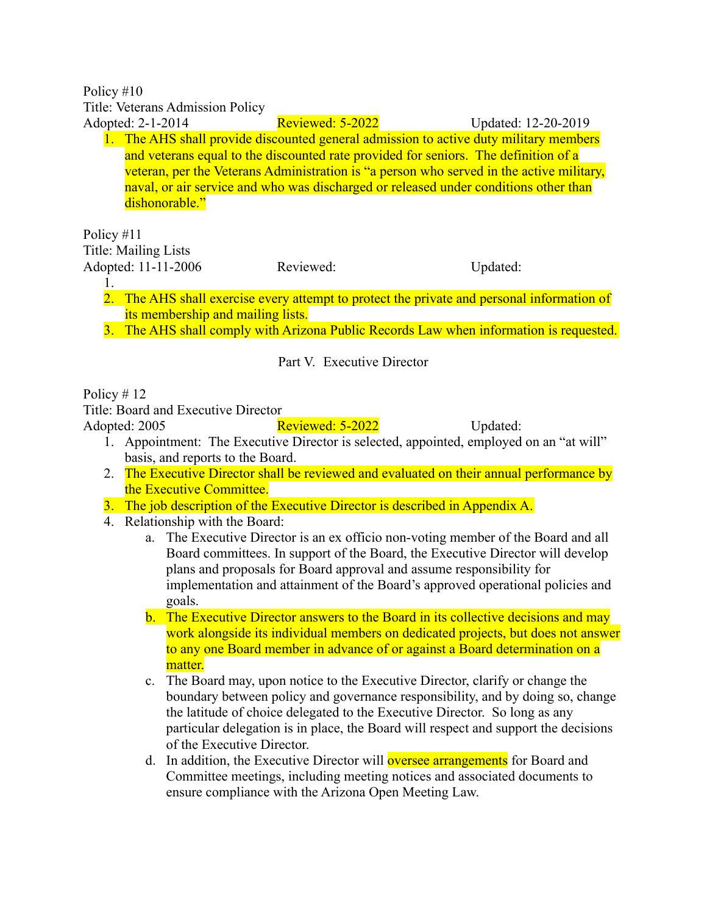Policy #10
Title: Veterans Admission Policy
Adopted: 2-1-2014 Reviewed: 5-2022 Updated: 12-20-2019

1. The AHS shall provide discounted general admission to active duty military members and veterans equal to the discounted rate provided for seniors. The definition of a veteran, per the Veterans Administration is "a person who served in the active military, naval, or air service and who was discharged or released under conditions other than dishonorable."

Policy #11
Title: Mailing Lists
Adopted: 11-11-2006 Reviewed: Updated:

1. 
2. The AHS shall exercise every attempt to protect the private and personal information of its membership and mailing lists.
3. The AHS shall comply with Arizona Public Records Law when information is requested.

## Part V. Executive Director

Policy # 12
Title: Board and Executive Director
Adopted: 2005 Reviewed: 5-2022 Updated:

1. Appointment: The Executive Director is selected, appointed, employed on an "at will" basis, and reports to the Board.
2. The Executive Director shall be reviewed and evaluated on their annual performance by the Executive Committee.
3. The job description of the Executive Director is described in Appendix A.
4. Relationship with the Board:
    a. The Executive Director is an ex officio non-voting member of the Board and all Board committees. In support of the Board, the Executive Director will develop plans and proposals for Board approval and assume responsibility for implementation and attainment of the Board's approved operational policies and goals.
    b. The Executive Director answers to the Board in its collective decisions and may work alongside its individual members on dedicated projects, but does not answer to any one Board member in advance of or against a Board determination on a matter.
    c. The Board may, upon notice to the Executive Director, clarify or change the boundary between policy and governance responsibility, and by doing so, change the latitude of choice delegated to the Executive Director. So long as any particular delegation is in place, the Board will respect and support the decisions of the Executive Director.
    d. In addition, the Executive Director will oversee arrangements for Board and Committee meetings, including meeting notices and associated documents to ensure compliance with the Arizona Open Meeting Law.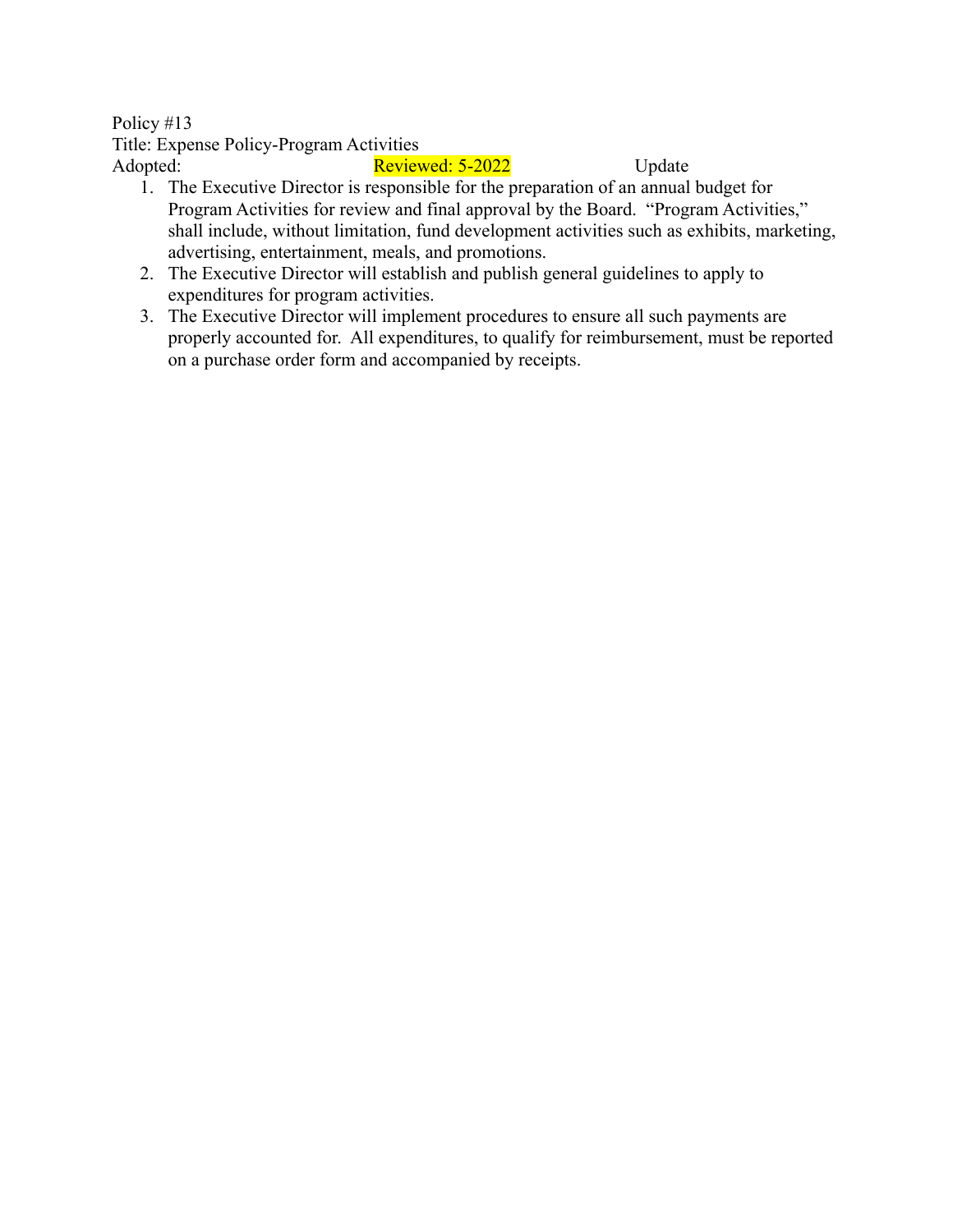Policy #13
Title: Expense Policy-Program Activities
Adopted: Reviewed: 5-2022 Update

1. The Executive Director is responsible for the preparation of an annual budget for Program Activities for review and final approval by the Board. "Program Activities," shall include, without limitation, fund development activities such as exhibits, marketing, advertising, entertainment, meals, and promotions.
2. The Executive Director will establish and publish general guidelines to apply to expenditures for program activities.
3. The Executive Director will implement procedures to ensure all such payments are properly accounted for. All expenditures, to qualify for reimbursement, must be reported on a purchase order form and accompanied by receipts.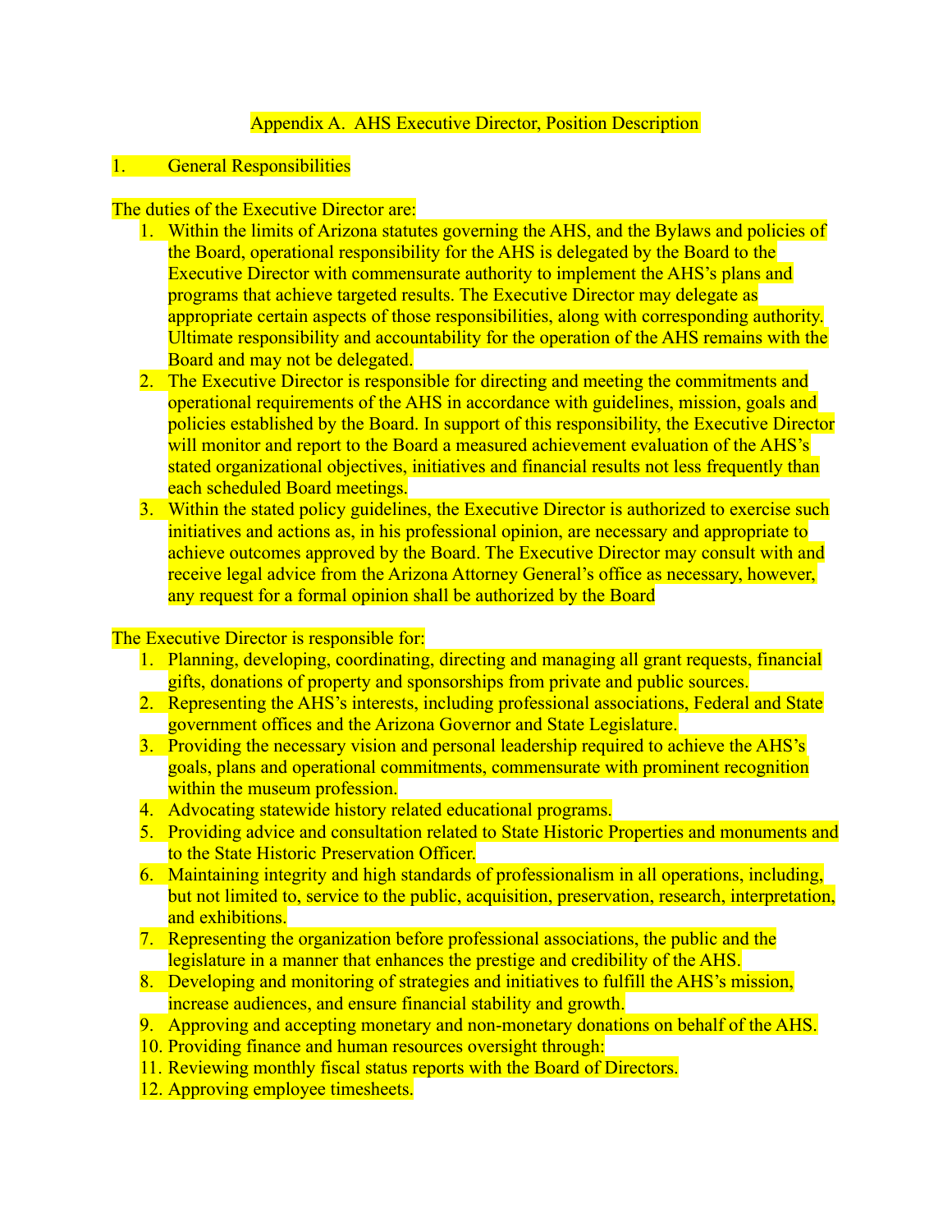Appendix A. AHS Executive Director, Position Description

1. General Responsibilities

The duties of the Executive Director are:

1. Within the limits of Arizona statutes governing the AHS, and the Bylaws and policies of the Board, operational responsibility for the AHS is delegated by the Board to the Executive Director with commensurate authority to implement the AHS's plans and programs that achieve targeted results. The Executive Director may delegate as appropriate certain aspects of those responsibilities, along with corresponding authority. Ultimate responsibility and accountability for the operation of the AHS remains with the Board and may not be delegated.
2. The Executive Director is responsible for directing and meeting the commitments and operational requirements of the AHS in accordance with guidelines, mission, goals and policies established by the Board. In support of this responsibility, the Executive Director will monitor and report to the Board a measured achievement evaluation of the AHS's stated organizational objectives, initiatives and financial results not less frequently than each scheduled Board meetings.
3. Within the stated policy guidelines, the Executive Director is authorized to exercise such initiatives and actions as, in his professional opinion, are necessary and appropriate to achieve outcomes approved by the Board. The Executive Director may consult with and receive legal advice from the Arizona Attorney General's office as necessary, however, any request for a formal opinion shall be authorized by the Board

The Executive Director is responsible for:

1. Planning, developing, coordinating, directing and managing all grant requests, financial gifts, donations of property and sponsorships from private and public sources.
2. Representing the AHS's interests, including professional associations, Federal and State government offices and the Arizona Governor and State Legislature.
3. Providing the necessary vision and personal leadership required to achieve the AHS's goals, plans and operational commitments, commensurate with prominent recognition within the museum profession.
4. Advocating statewide history related educational programs.
5. Providing advice and consultation related to State Historic Properties and monuments and to the State Historic Preservation Officer.
6. Maintaining integrity and high standards of professionalism in all operations, including, but not limited to, service to the public, acquisition, preservation, research, interpretation, and exhibitions.
7. Representing the organization before professional associations, the public and the legislature in a manner that enhances the prestige and credibility of the AHS.
8. Developing and monitoring of strategies and initiatives to fulfill the AHS's mission, increase audiences, and ensure financial stability and growth.
9. Approving and accepting monetary and non-monetary donations on behalf of the AHS.
10. Providing finance and human resources oversight through:
11. Reviewing monthly fiscal status reports with the Board of Directors.
12. Approving employee timesheets.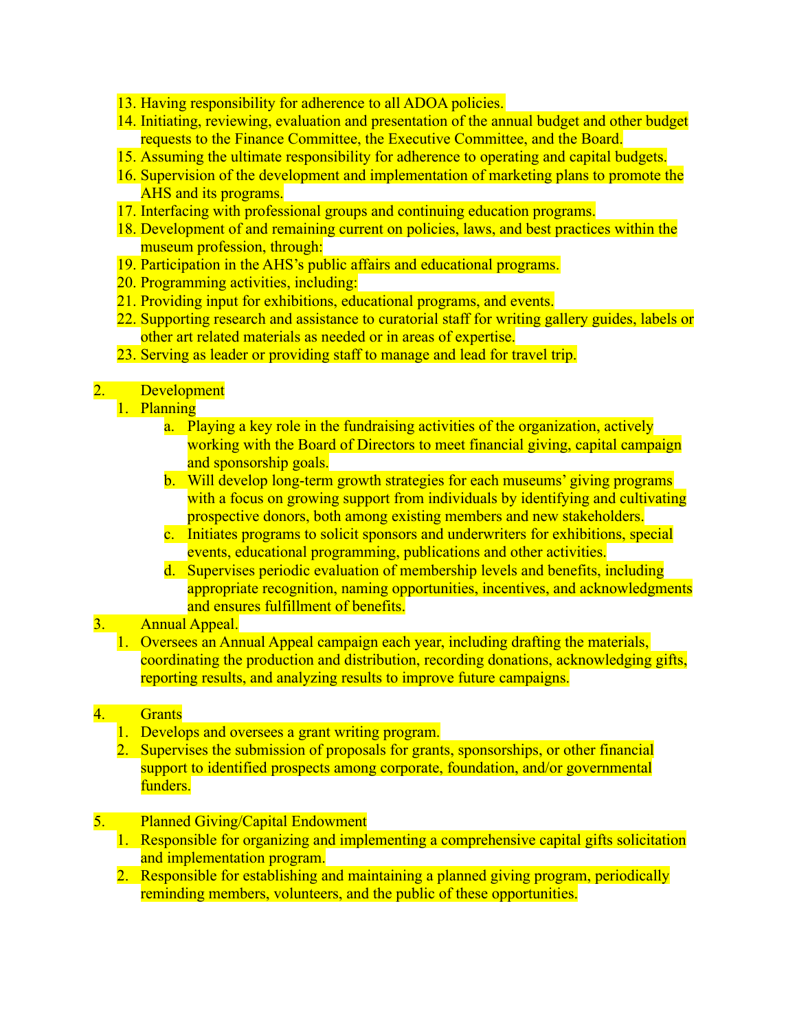13. Having responsibility for adherence to all ADOA policies.
14. Initiating, reviewing, evaluation and presentation of the annual budget and other budget requests to the Finance Committee, the Executive Committee, and the Board.
15. Assuming the ultimate responsibility for adherence to operating and capital budgets.
16. Supervision of the development and implementation of marketing plans to promote the AHS and its programs.
17. Interfacing with professional groups and continuing education programs.
18. Development of and remaining current on policies, laws, and best practices within the museum profession, through:
19. Participation in the AHS's public affairs and educational programs.
20. Programming activities, including:
21. Providing input for exhibitions, educational programs, and events.
22. Supporting research and assistance to curatorial staff for writing gallery guides, labels or other art related materials as needed or in areas of expertise.
23. Serving as leader or providing staff to manage and lead for travel trip.

2. Development
    1. Planning
        a. Playing a key role in the fundraising activities of the organization, actively working with the Board of Directors to meet financial giving, capital campaign and sponsorship goals.
        b. Will develop long-term growth strategies for each museums' giving programs with a focus on growing support from individuals by identifying and cultivating prospective donors, both among existing members and new stakeholders.
        c. Initiates programs to solicit sponsors and underwriters for exhibitions, special events, educational programming, publications and other activities.
        d. Supervises periodic evaluation of membership levels and benefits, including appropriate recognition, naming opportunities, incentives, and acknowledgments and ensures fulfillment of benefits.
3. Annual Appeal.
    1. Oversees an Annual Appeal campaign each year, including drafting the materials, coordinating the production and distribution, recording donations, acknowledging gifts, reporting results, and analyzing results to improve future campaigns.

4. Grants
    1. Develops and oversees a grant writing program.
    2. Supervises the submission of proposals for grants, sponsorships, or other financial support to identified prospects among corporate, foundation, and/or governmental funders.

5. Planned Giving/Capital Endowment
    1. Responsible for organizing and implementing a comprehensive capital gifts solicitation and implementation program.
    2. Responsible for establishing and maintaining a planned giving program, periodically reminding members, volunteers, and the public of these opportunities.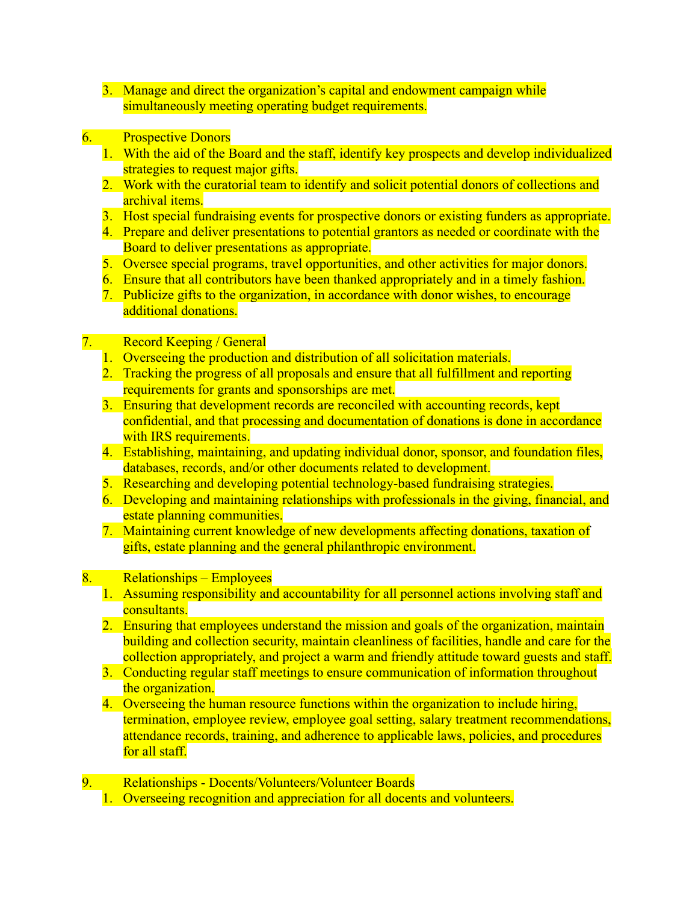3. Manage and direct the organization's capital and endowment campaign while simultaneously meeting operating budget requirements.

6. Prospective Donors
    1. With the aid of the Board and the staff, identify key prospects and develop individualized strategies to request major gifts.
    2. Work with the curatorial team to identify and solicit potential donors of collections and archival items.
    3. Host special fundraising events for prospective donors or existing funders as appropriate.
    4. Prepare and deliver presentations to potential grantors as needed or coordinate with the Board to deliver presentations as appropriate.
    5. Oversee special programs, travel opportunities, and other activities for major donors.
    6. Ensure that all contributors have been thanked appropriately and in a timely fashion.
    7. Publicize gifts to the organization, in accordance with donor wishes, to encourage additional donations.

7. Record Keeping / General
    1. Overseeing the production and distribution of all solicitation materials.
    2. Tracking the progress of all proposals and ensure that all fulfillment and reporting requirements for grants and sponsorships are met.
    3. Ensuring that development records are reconciled with accounting records, kept confidential, and that processing and documentation of donations is done in accordance with IRS requirements.
    4. Establishing, maintaining, and updating individual donor, sponsor, and foundation files, databases, records, and/or other documents related to development.
    5. Researching and developing potential technology-based fundraising strategies.
    6. Developing and maintaining relationships with professionals in the giving, financial, and estate planning communities.
    7. Maintaining current knowledge of new developments affecting donations, taxation of gifts, estate planning and the general philanthropic environment.

8. Relationships – Employees
    1. Assuming responsibility and accountability for all personnel actions involving staff and consultants.
    2. Ensuring that employees understand the mission and goals of the organization, maintain building and collection security, maintain cleanliness of facilities, handle and care for the collection appropriately, and project a warm and friendly attitude toward guests and staff.
    3. Conducting regular staff meetings to ensure communication of information throughout the organization.
    4. Overseeing the human resource functions within the organization to include hiring, termination, employee review, employee goal setting, salary treatment recommendations, attendance records, training, and adherence to applicable laws, policies, and procedures for all staff.

9. Relationships - Docents/Volunteers/Volunteer Boards
    1. Overseeing recognition and appreciation for all docents and volunteers.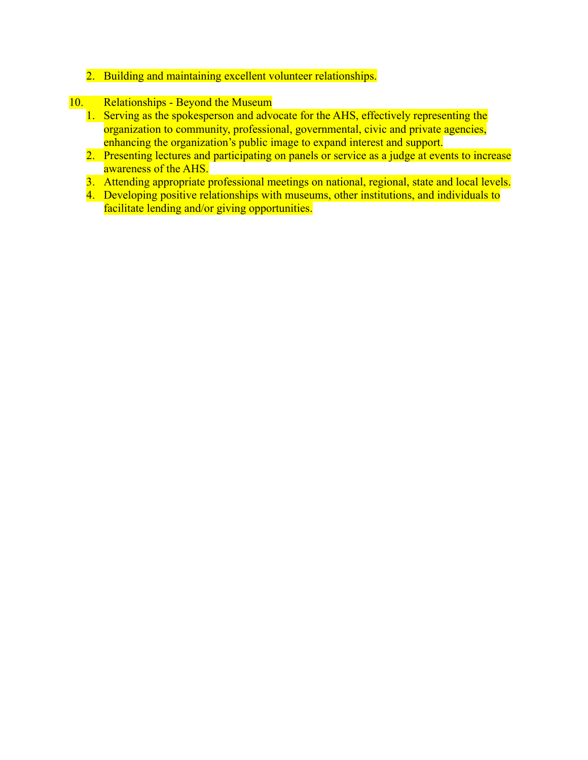2. Building and maintaining excellent volunteer relationships.

10. Relationships - Beyond the Museum
    1. Serving as the spokesperson and advocate for the AHS, effectively representing the organization to community, professional, governmental, civic and private agencies, enhancing the organization's public image to expand interest and support.
    2. Presenting lectures and participating on panels or service as a judge at events to increase awareness of the AHS.
    3. Attending appropriate professional meetings on national, regional, state and local levels.
    4. Developing positive relationships with museums, other institutions, and individuals to facilitate lending and/or giving opportunities.